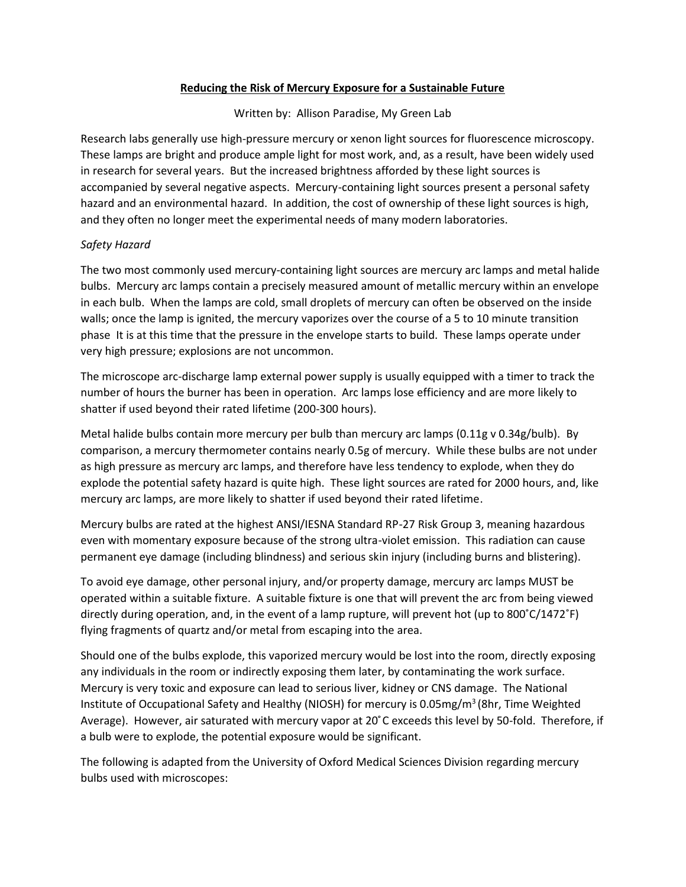# Reducing the Risk of Mercury Exposure for a Sustainable Future

Written by: Allison Paradise, My Green Lab

Research labs generally use high-pressure mercury or xenon light sources for fluorescence microscopy. These lamps are bright and produce ample light for most work, and, as a result, have been widely used in research for several years. But the increased brightness afforded by these light sources is accompanied by several negative aspects. Mercury-containing light sources present a personal safety hazard and an environmental hazard. In addition, the cost of ownership of these light sources is high, and they often no longer meet the experimental needs of many modern laboratories.

*Safety Hazard*

The two most commonly used mercury-containing light sources are mercury arc lamps and metal halide bulbs. Mercury arc lamps contain a precisely measured amount of metallic mercury within an envelope in each bulb. When the lamps are cold, small droplets of mercury can often be observed on the inside walls; once the lamp is ignited, the mercury vaporizes over the course of a 5 to 10 minute transition phase It is at this time that the pressure in the envelope starts to build. These lamps operate under very high pressure; explosions are not uncommon.

The microscope arc-discharge lamp external power supply is usually equipped with a timer to track the number of hours the burner has been in operation. Arc lamps lose efficiency and are more likely to shatter if used beyond their rated lifetime (200-300 hours).

Metal halide bulbs contain more mercury per bulb than mercury arc lamps (0.11g v 0.34g/bulb). By comparison, a mercury thermometer contains nearly 0.5g of mercury. While these bulbs are not under as high pressure as mercury arc lamps, and therefore have less tendency to explode, when they do explode the potential safety hazard is quite high. These light sources are rated for 2000 hours, and, like mercury arc lamps, are more likely to shatter if used beyond their rated lifetime.

Mercury bulbs are rated at the highest ANSI/IESNA Standard RP-27 Risk Group 3, meaning hazardous even with momentary exposure because of the strong ultra-violet emission. This radiation can cause permanent eye damage (including blindness) and serious skin injury (including burns and blistering).

To avoid eye damage, other personal injury, and/or property damage, mercury arc lamps MUST be operated within a suitable fixture. A suitable fixture is one that will prevent the arc from being viewed directly during operation, and, in the event of a lamp rupture, will prevent hot (up to 800˚C/1472˚F) flying fragments of quartz and/or metal from escaping into the area.

Should one of the bulbs explode, this vaporized mercury would be lost into the room, directly exposing any individuals in the room or indirectly exposing them later, by contaminating the work surface. Mercury is very toxic and exposure can lead to serious liver, kidney or CNS damage. The National Institute of Occupational Safety and Healthy (NIOSH) for mercury is 0.05mg/$m^3$ (8hr, Time Weighted Average). However, air saturated with mercury vapor at 20˚C exceeds this level by 50-fold. Therefore, if a bulb were to explode, the potential exposure would be significant.

The following is adapted from the University of Oxford Medical Sciences Division regarding mercury bulbs used with microscopes: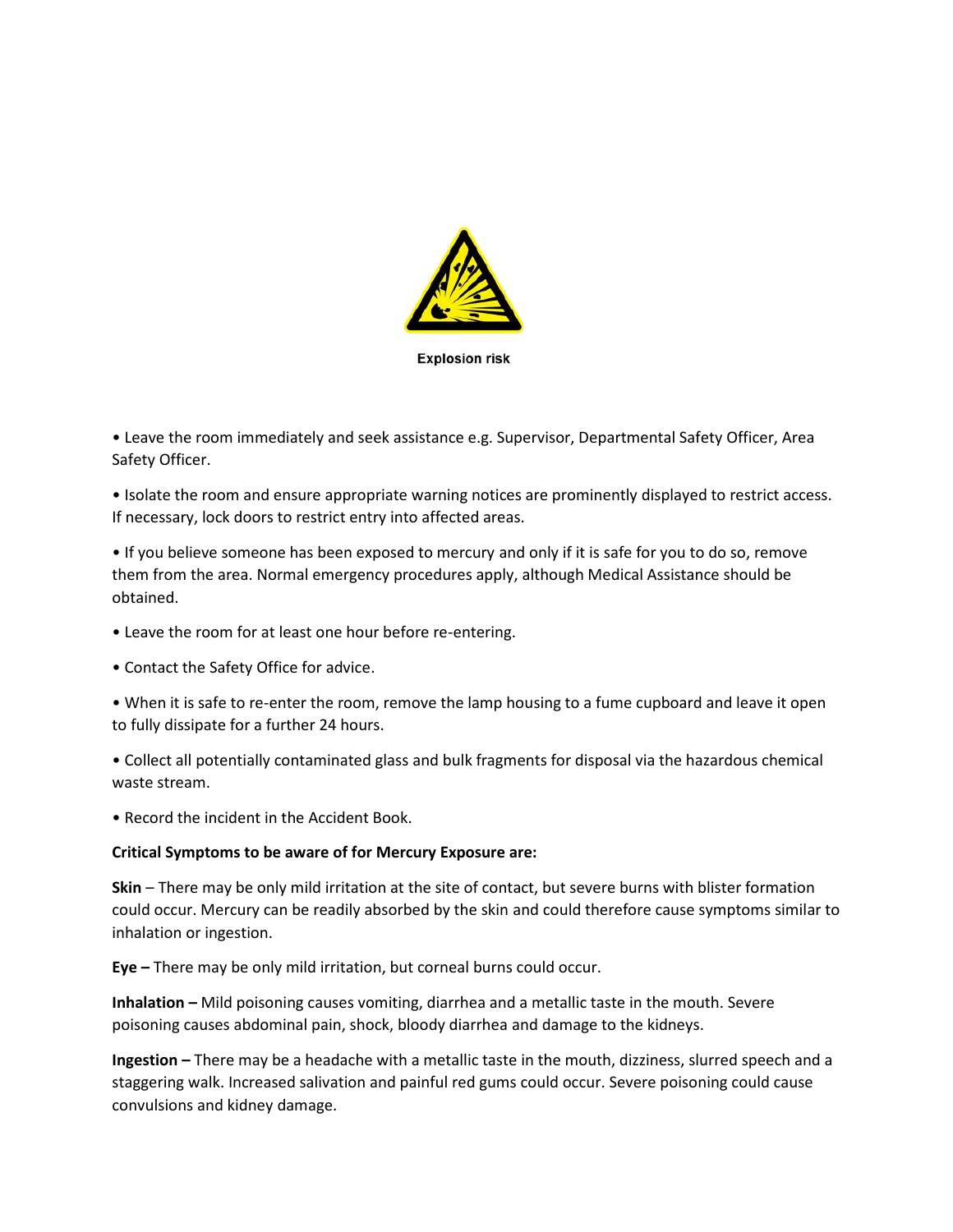Explosion risk

• Leave the room immediately and seek assistance e.g. Supervisor, Departmental Safety Officer, Area Safety Officer.

• Isolate the room and ensure appropriate warning notices are prominently displayed to restrict access. If necessary, lock doors to restrict entry into affected areas.

• If you believe someone has been exposed to mercury and only if it is safe for you to do so, remove them from the area. Normal emergency procedures apply, although Medical Assistance should be obtained.

• Leave the room for at least one hour before re-entering.

• Contact the Safety Office for advice.

• When it is safe to re-enter the room, remove the lamp housing to a fume cupboard and leave it open to fully dissipate for a further 24 hours.

• Collect all potentially contaminated glass and bulk fragments for disposal via the hazardous chemical waste stream.

• Record the incident in the Accident Book.

**Critical Symptoms to be aware of for Mercury Exposure are:**

**Skin** – There may be only mild irritation at the site of contact, but severe burns with blister formation could occur. Mercury can be readily absorbed by the skin and could therefore cause symptoms similar to inhalation or ingestion.

**Eye –** There may be only mild irritation, but corneal burns could occur.

**Inhalation –** Mild poisoning causes vomiting, diarrhea and a metallic taste in the mouth. Severe poisoning causes abdominal pain, shock, bloody diarrhea and damage to the kidneys.

**Ingestion –** There may be a headache with a metallic taste in the mouth, dizziness, slurred speech and a staggering walk. Increased salivation and painful red gums could occur. Severe poisoning could cause convulsions and kidney damage.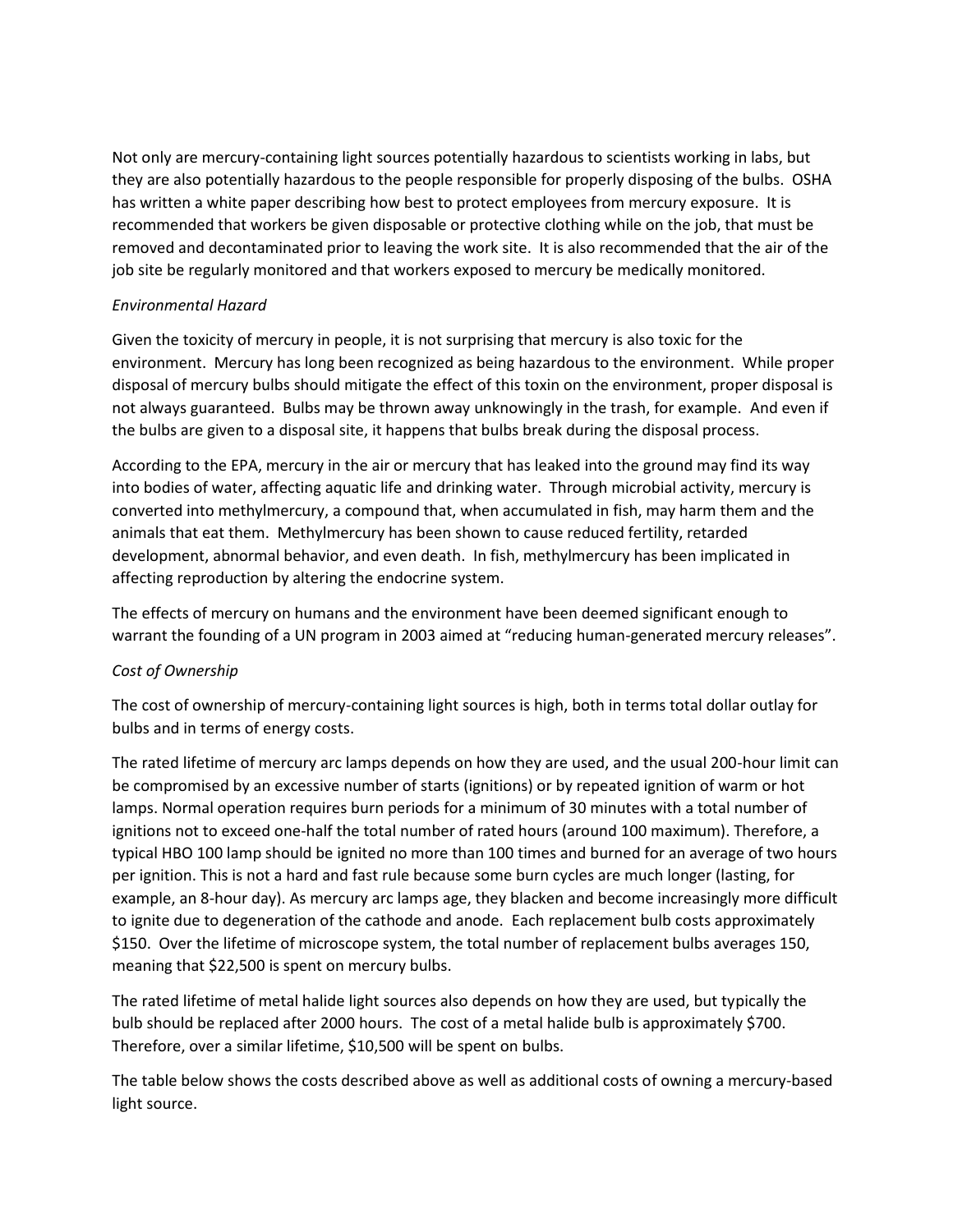Not only are mercury-containing light sources potentially hazardous to scientists working in labs, but they are also potentially hazardous to the people responsible for properly disposing of the bulbs. OSHA has written a white paper describing how best to protect employees from mercury exposure. It is recommended that workers be given disposable or protective clothing while on the job, that must be removed and decontaminated prior to leaving the work site. It is also recommended that the air of the job site be regularly monitored and that workers exposed to mercury be medically monitored.

*Environmental Hazard*

Given the toxicity of mercury in people, it is not surprising that mercury is also toxic for the environment. Mercury has long been recognized as being hazardous to the environment. While proper disposal of mercury bulbs should mitigate the effect of this toxin on the environment, proper disposal is not always guaranteed. Bulbs may be thrown away unknowingly in the trash, for example. And even if the bulbs are given to a disposal site, it happens that bulbs break during the disposal process.

According to the EPA, mercury in the air or mercury that has leaked into the ground may find its way into bodies of water, affecting aquatic life and drinking water. Through microbial activity, mercury is converted into methylmercury, a compound that, when accumulated in fish, may harm them and the animals that eat them. Methylmercury has been shown to cause reduced fertility, retarded development, abnormal behavior, and even death. In fish, methylmercury has been implicated in affecting reproduction by altering the endocrine system.

The effects of mercury on humans and the environment have been deemed significant enough to warrant the founding of a UN program in 2003 aimed at "reducing human-generated mercury releases".

*Cost of Ownership*

The cost of ownership of mercury-containing light sources is high, both in terms total dollar outlay for bulbs and in terms of energy costs.

The rated lifetime of mercury arc lamps depends on how they are used, and the usual 200-hour limit can be compromised by an excessive number of starts (ignitions) or by repeated ignition of warm or hot lamps. Normal operation requires burn periods for a minimum of 30 minutes with a total number of ignitions not to exceed one-half the total number of rated hours (around 100 maximum). Therefore, a typical HBO 100 lamp should be ignited no more than 100 times and burned for an average of two hours per ignition. This is not a hard and fast rule because some burn cycles are much longer (lasting, for example, an 8-hour day). As mercury arc lamps age, they blacken and become increasingly more difficult to ignite due to degeneration of the cathode and anode. Each replacement bulb costs approximately $150. Over the lifetime of microscope system, the total number of replacement bulbs averages 150, meaning that $22,500 is spent on mercury bulbs.

The rated lifetime of metal halide light sources also depends on how they are used, but typically the bulb should be replaced after 2000 hours. The cost of a metal halide bulb is approximately $700. Therefore, over a similar lifetime, $10,500 will be spent on bulbs.

The table below shows the costs described above as well as additional costs of owning a mercury-based light source.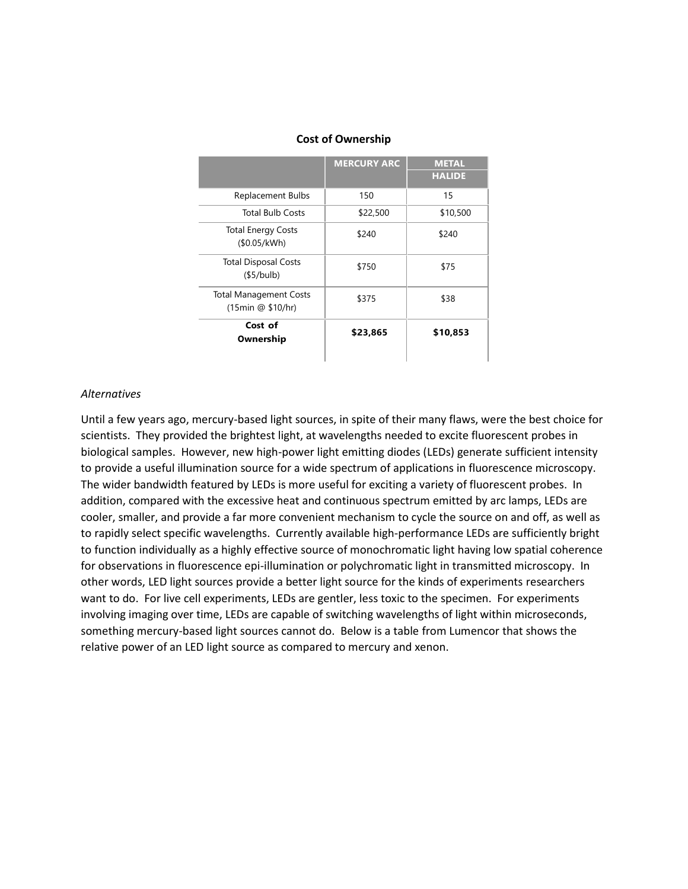**Cost of Ownership**

| | MERCURY ARC | METAL HALIDE |
|---|---|---|
| Replacement Bulbs | 150 | 15 |
| Total Bulb Costs | $22,500 | $10,500 |
| Total Energy Costs ($0.05/kWh) | $240 | $240 |
| Total Disposal Costs ($5/bulb) | $750 | $75 |
| Total Management Costs (15min @ $10/hr) | $375 | $38 |
| **Cost of Ownership** | **$23,865** | **$10,853** |

*Alternatives*

Until a few years ago, mercury-based light sources, in spite of their many flaws, were the best choice for scientists. They provided the brightest light, at wavelengths needed to excite fluorescent probes in biological samples. However, new high-power light emitting diodes (LEDs) generate sufficient intensity to provide a useful illumination source for a wide spectrum of applications in fluorescence microscopy. The wider bandwidth featured by LEDs is more useful for exciting a variety of fluorescent probes. In addition, compared with the excessive heat and continuous spectrum emitted by arc lamps, LEDs are cooler, smaller, and provide a far more convenient mechanism to cycle the source on and off, as well as to rapidly select specific wavelengths. Currently available high-performance LEDs are sufficiently bright to function individually as a highly effective source of monochromatic light having low spatial coherence for observations in fluorescence epi-illumination or polychromatic light in transmitted microscopy. In other words, LED light sources provide a better light source for the kinds of experiments researchers want to do. For live cell experiments, LEDs are gentler, less toxic to the specimen. For experiments involving imaging over time, LEDs are capable of switching wavelengths of light within microseconds, something mercury-based light sources cannot do. Below is a table from Lumencor that shows the relative power of an LED light source as compared to mercury and xenon.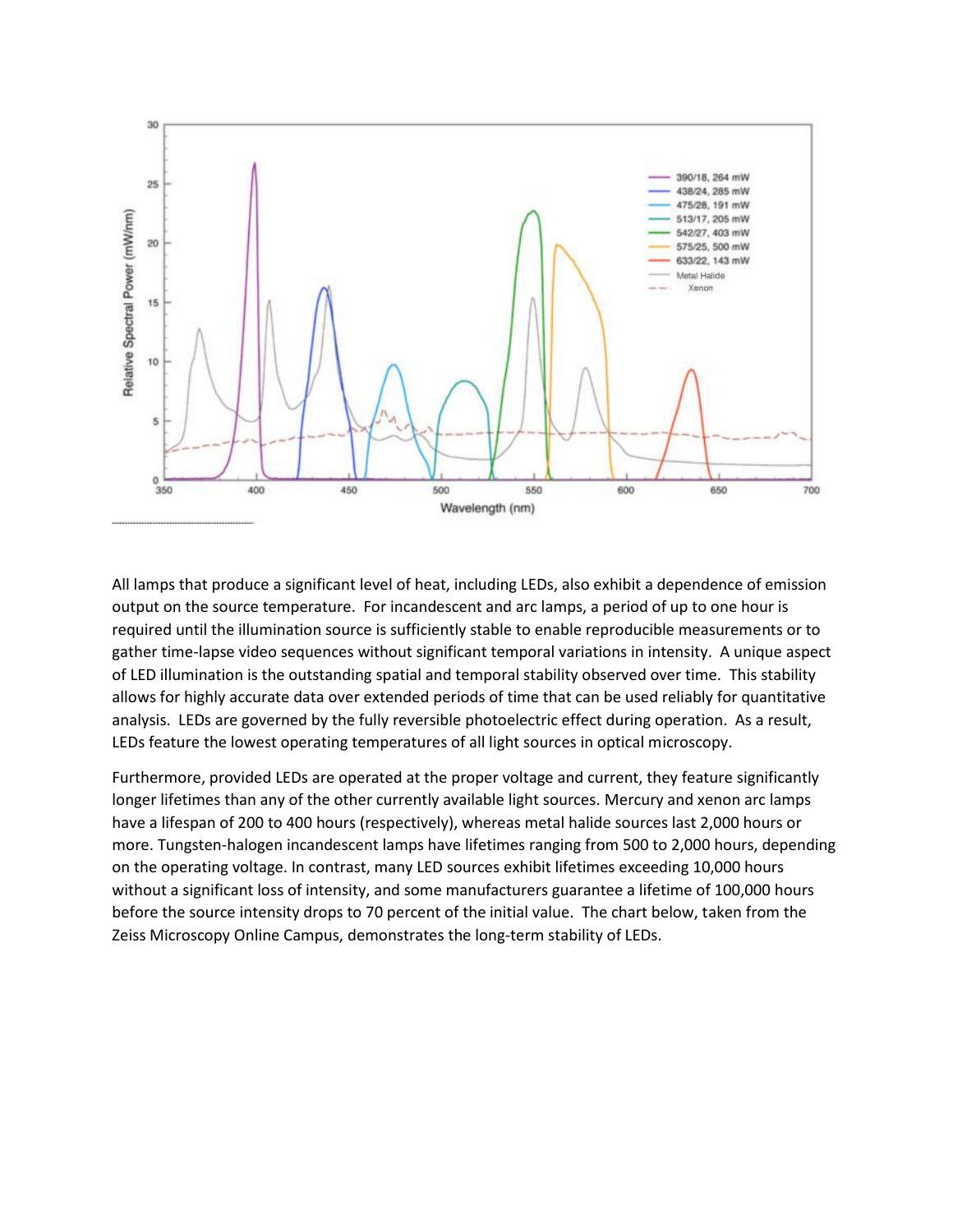All lamps that produce a significant level of heat, including LEDs, also exhibit a dependence of emission output on the source temperature. For incandescent and arc lamps, a period of up to one hour is required until the illumination source is sufficiently stable to enable reproducible measurements or to gather time-lapse video sequences without significant temporal variations in intensity. A unique aspect of LED illumination is the outstanding spatial and temporal stability observed over time. This stability allows for highly accurate data over extended periods of time that can be used reliably for quantitative analysis. LEDs are governed by the fully reversible photoelectric effect during operation. As a result, LEDs feature the lowest operating temperatures of all light sources in optical microscopy.

Furthermore, provided LEDs are operated at the proper voltage and current, they feature significantly longer lifetimes than any of the other currently available light sources. Mercury and xenon arc lamps have a lifespan of 200 to 400 hours (respectively), whereas metal halide sources last 2,000 hours or more. Tungsten-halogen incandescent lamps have lifetimes ranging from 500 to 2,000 hours, depending on the operating voltage. In contrast, many LED sources exhibit lifetimes exceeding 10,000 hours without a significant loss of intensity, and some manufacturers guarantee a lifetime of 100,000 hours before the source intensity drops to 70 percent of the initial value. The chart below, taken from the Zeiss Microscopy Online Campus, demonstrates the long-term stability of LEDs.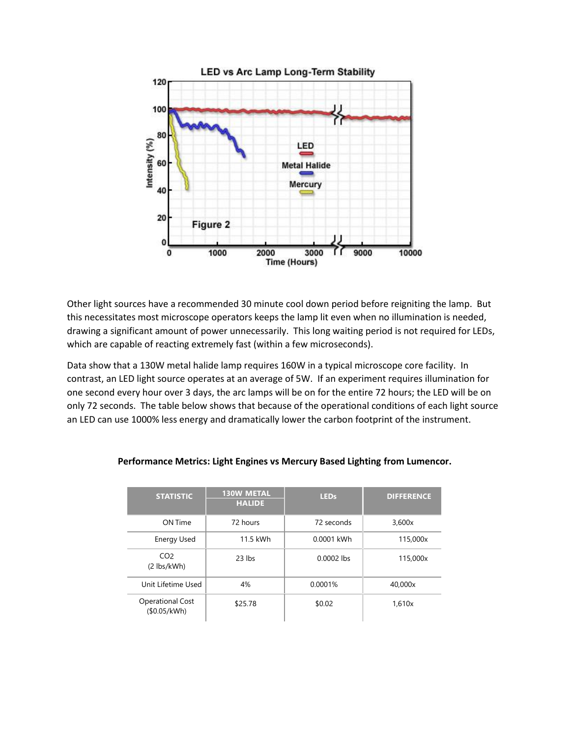Other light sources have a recommended 30 minute cool down period before reigniting the lamp. But this necessitates most microscope operators keeps the lamp lit even when no illumination is needed, drawing a significant amount of power unnecessarily. This long waiting period is not required for LEDs, which are capable of reacting extremely fast (within a few microseconds).

Data show that a 130W metal halide lamp requires 160W in a typical microscope core facility. In contrast, an LED light source operates at an average of 5W. If an experiment requires illumination for one second every hour over 3 days, the arc lamps will be on for the entire 72 hours; the LED will be on only 72 seconds. The table below shows that because of the operational conditions of each light source an LED can use 1000% less energy and dramatically lower the carbon footprint of the instrument.

**Performance Metrics: Light Engines vs Mercury Based Lighting from Lumencor.**

| STATISTIC | 130W METAL HALIDE | LEDs | DIFFERENCE |
|---|---|---|---|
| ON Time | 72 hours | 72 seconds | 3,600x |
| Energy Used | 11.5 kWh | 0.0001 kWh | 115,000x |
| $CO_2$ (2 lbs/kWh) | 23 lbs | 0.0002 lbs | 115,000x |
| Unit Lifetime Used | 4% | 0.0001% | 40,000x |
| Operational Cost ($0.05/kWh) | $25.78 | $0.02 | 1,610x |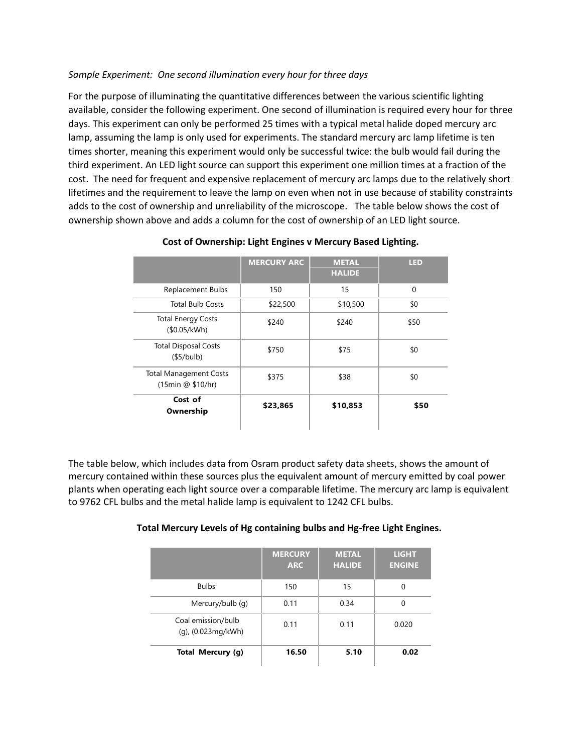*Sample Experiment: One second illumination every hour for three days*

For the purpose of illuminating the quantitative differences between the various scientific lighting available, consider the following experiment. One second of illumination is required every hour for three days. This experiment can only be performed 25 times with a typical metal halide doped mercury arc lamp, assuming the lamp is only used for experiments. The standard mercury arc lamp lifetime is ten times shorter, meaning this experiment would only be successful twice: the bulb would fail during the third experiment. An LED light source can support this experiment one million times at a fraction of the cost. The need for frequent and expensive replacement of mercury arc lamps due to the relatively short lifetimes and the requirement to leave the lamp on even when not in use because of stability constraints adds to the cost of ownership and unreliability of the microscope. The table below shows the cost of ownership shown above and adds a column for the cost of ownership of an LED light source.

**Cost of Ownership: Light Engines v Mercury Based Lighting.**

| | MERCURY ARC | METAL HALIDE | LED |
|---|---|---|---|
| Replacement Bulbs | 150 | 15 | 0 |
| Total Bulb Costs | $22,500 | $10,500 | $0 |
| Total Energy Costs ($0.05/kWh) | $240 | $240 | $50 |
| Total Disposal Costs ($5/bulb) | $750 | $75 | $0 |
| Total Management Costs (15min @ $10/hr) | $375 | $38 | $0 |
| **Cost of Ownership** | **$23,865** | **$10,853** | **$50** |

The table below, which includes data from Osram product safety data sheets, shows the amount of mercury contained within these sources plus the equivalent amount of mercury emitted by coal power plants when operating each light source over a comparable lifetime. The mercury arc lamp is equivalent to 9762 CFL bulbs and the metal halide lamp is equivalent to 1242 CFL bulbs.

**Total Mercury Levels of Hg containing bulbs and Hg-free Light Engines.**

| | MERCURY ARC | METAL HALIDE | LIGHT ENGINE |
|---|---|---|---|
| Bulbs | 150 | 15 | 0 |
| Mercury/bulb (g) | 0.11 | 0.34 | 0 |
| Coal emission/bulb (g), (0.023mg/kWh) | 0.11 | 0.11 | 0.020 |
| **Total Mercury (g)** | **16.50** | **5.10** | **0.02** |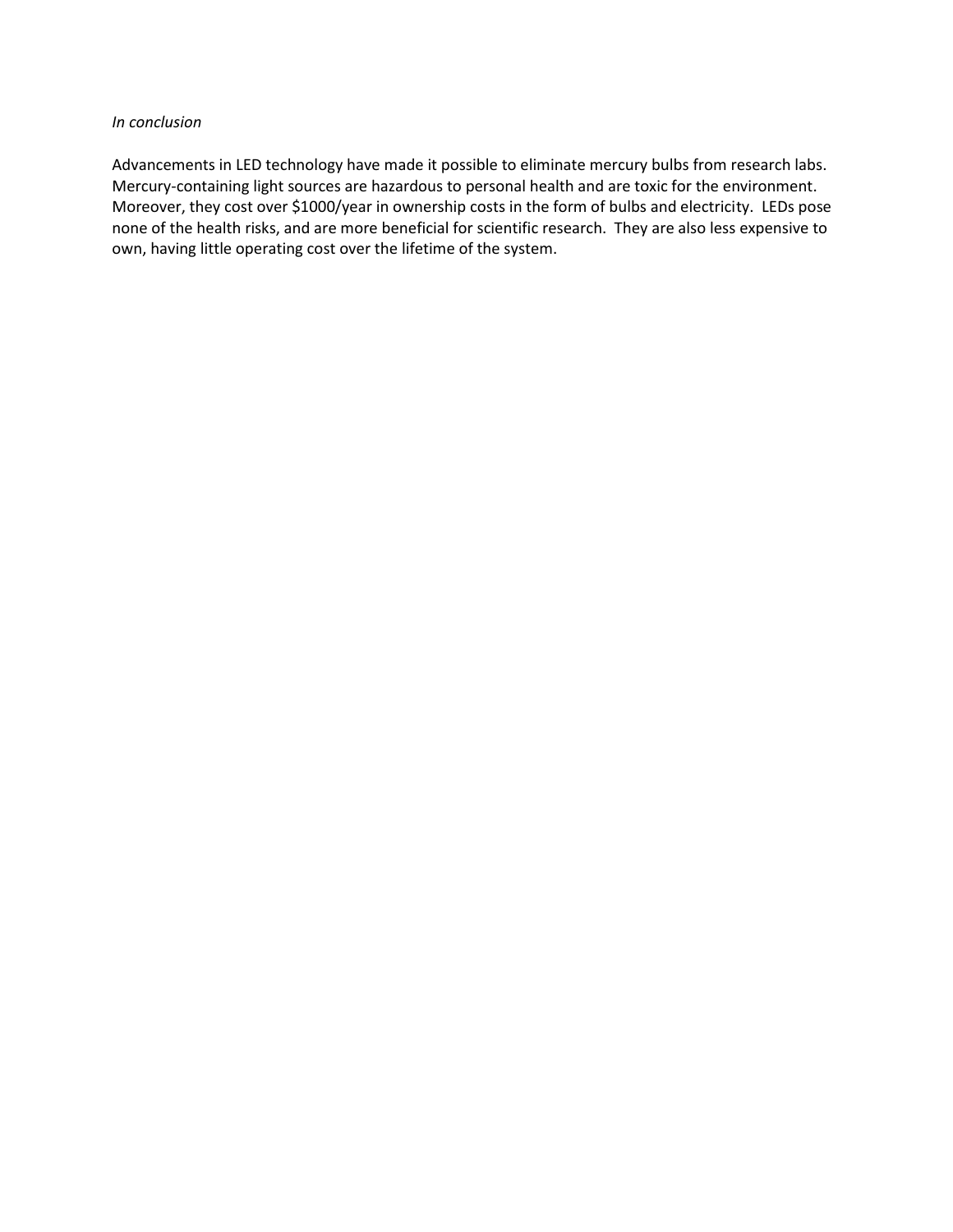*In conclusion*

Advancements in LED technology have made it possible to eliminate mercury bulbs from research labs. Mercury-containing light sources are hazardous to personal health and are toxic for the environment. Moreover, they cost over $1000/year in ownership costs in the form of bulbs and electricity. LEDs pose none of the health risks, and are more beneficial for scientific research. They are also less expensive to own, having little operating cost over the lifetime of the system.